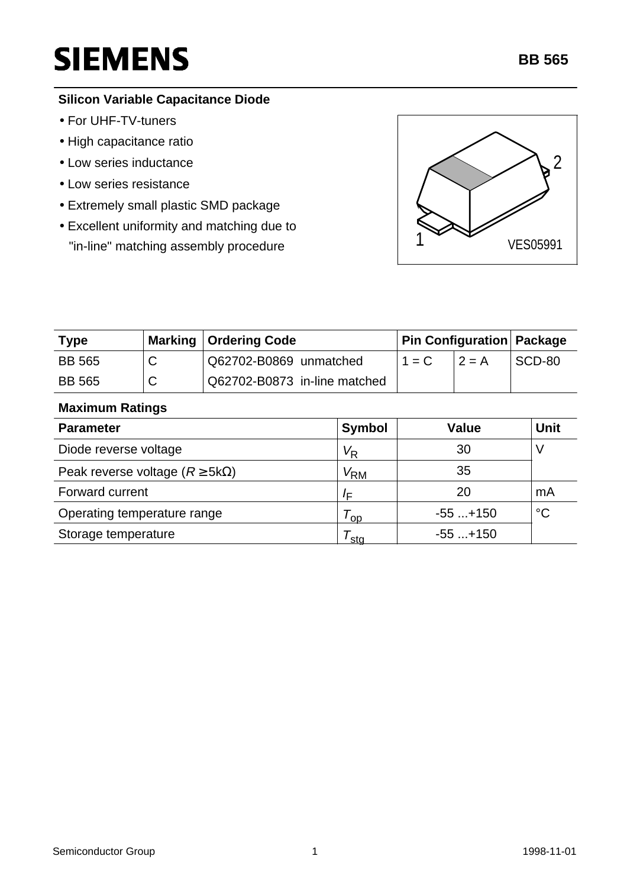# SIEMENS

**BB 565**

**Silicon Variable Capacitance Diode**

- For UHF-TV-tuners
- High capacitance ratio
- Low series inductance
- Low series resistance
- Extremely small plastic SMD package
- Excellent uniformity and matching due to "in-line" matching assembly procedure

| Type | Marking | Ordering Code | Pin Configuration | | Package |
|---|---|---|---|---|---|
| BB 565 | C | Q62702-B0869 unmatched | 1 = C | 2 = A | SCD-80 |
| BB 565 | C | Q62702-B0873 in-line matched | | | |

**Maximum Ratings**

| Parameter | Symbol | Value | Unit |
|---|---|---|---|
| Diode reverse voltage | $V_R$ | 30 | V |
| Peak reverse voltage ($R \geq 5\text{k}\Omega$) | $V_{RM}$ | 35 | |
| Forward current | $I_F$ | 20 | mA |
| Operating temperature range | $T_{op}$ | -55 ...+150 | °C |
| Storage temperature | $T_{stg}$ | -55 ...+150 | |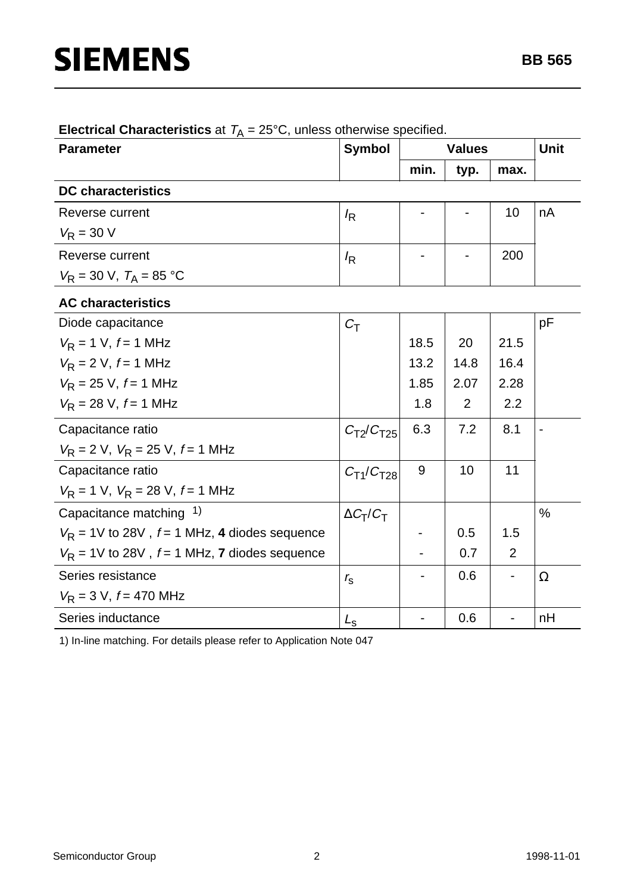**Electrical Characteristics** at $T_A$ = 25°C, unless otherwise specified.

| Parameter | Symbol | Values | | | Unit |
|---|---|---|---|---|---|
| | | min. | typ. | max. | |
| **DC characteristics** | | | | | |
| Reverse current<br>$V_R$ = 30 V | $I_R$ | - | - | 10 | nA |
| Reverse current<br>$V_R$ = 30 V, $T_A$ = 85 °C | $I_R$ | - | - | 200 | |
| **AC characteristics** | | | | | |
| Diode capacitance | $C_T$ | | | | pF |
| $V_R$ = 1 V, $f$ = 1 MHz | | 18.5 | 20 | 21.5 | |
| $V_R$ = 2 V, $f$ = 1 MHz | | 13.2 | 14.8 | 16.4 | |
| $V_R$ = 25 V, $f$ = 1 MHz | | 1.85 | 2.07 | 2.28 | |
| $V_R$ = 28 V, $f$ = 1 MHz | | 1.8 | 2 | 2.2 | |
| Capacitance ratio<br>$V_R$ = 2 V, $V_R$ = 25 V, $f$ = 1 MHz | $C_{T2}/C_{T25}$ | 6.3 | 7.2 | 8.1 | - |
| Capacitance ratio<br>$V_R$ = 1 V, $V_R$ = 28 V, $f$ = 1 MHz | $C_{T1}/C_{T28}$ | 9 | 10 | 11 | |
| Capacitance matching [1] | $\Delta C_T/C_T$ | | | | % |
| $V_R$ = 1V to 28V , $f$ = 1 MHz, **4** diodes sequence | | - | 0.5 | 1.5 | |
| $V_R$ = 1V to 28V , $f$ = 1 MHz, **7** diodes sequence | | - | 0.7 | 2 | |
| Series resistance<br>$V_R$ = 3 V, $f$ = 470 MHz | $r_S$ | - | 0.6 | - | Ω |
| Series inductance | $L_S$ | - | 0.6 | - | nH |

1) In-line matching. For details please refer to Application Note 047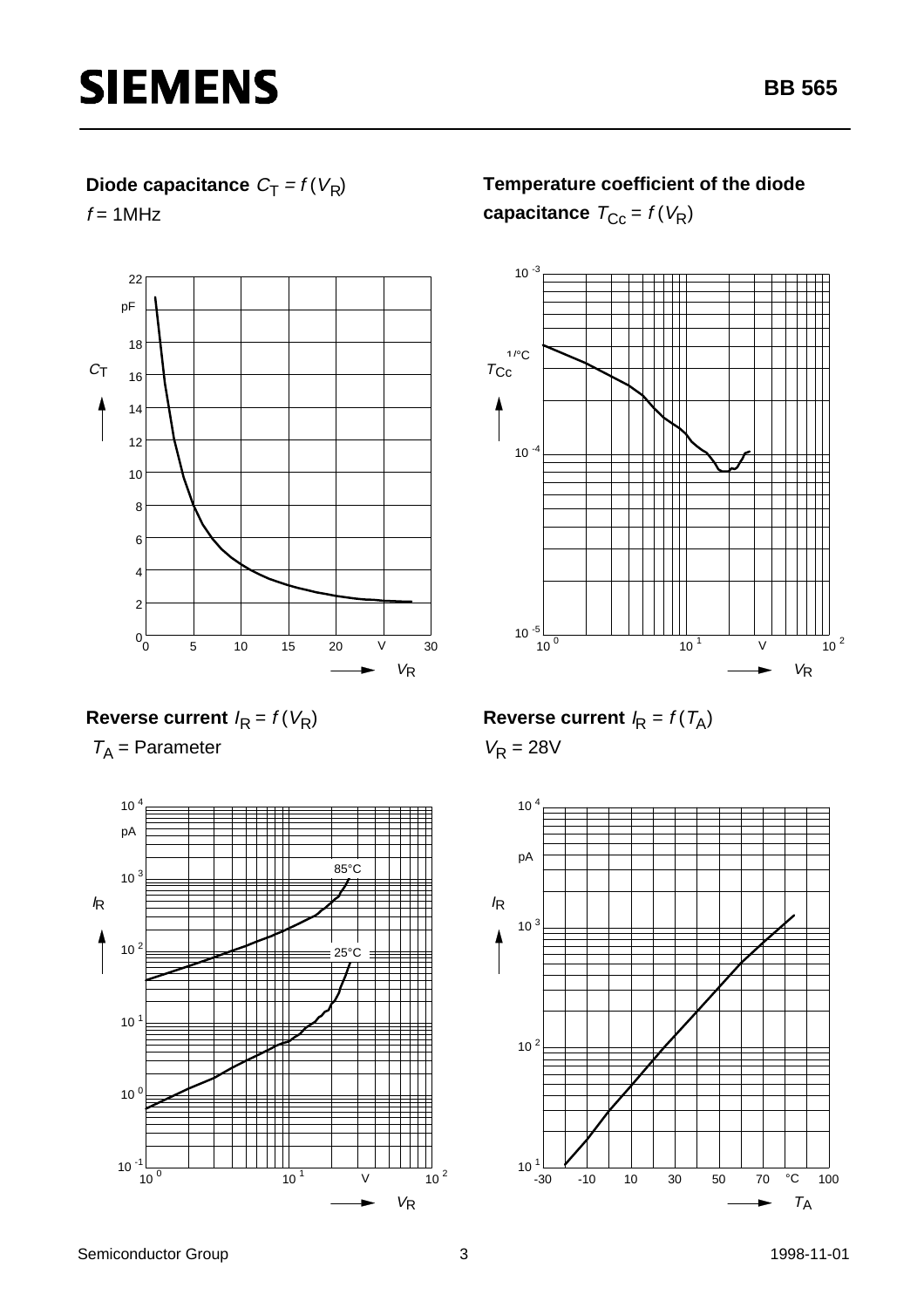**Diode capacitance** $C_T = f(V_R)$

$f$ = 1MHz

**Temperature coefficient of the diode capacitance** $T_{Cc} = f(V_R)$

**Reverse current** $I_R = f(V_R)$

$T_A$ = Parameter

**Reverse current** $I_R = f(T_A)$

$V_R$ = 28V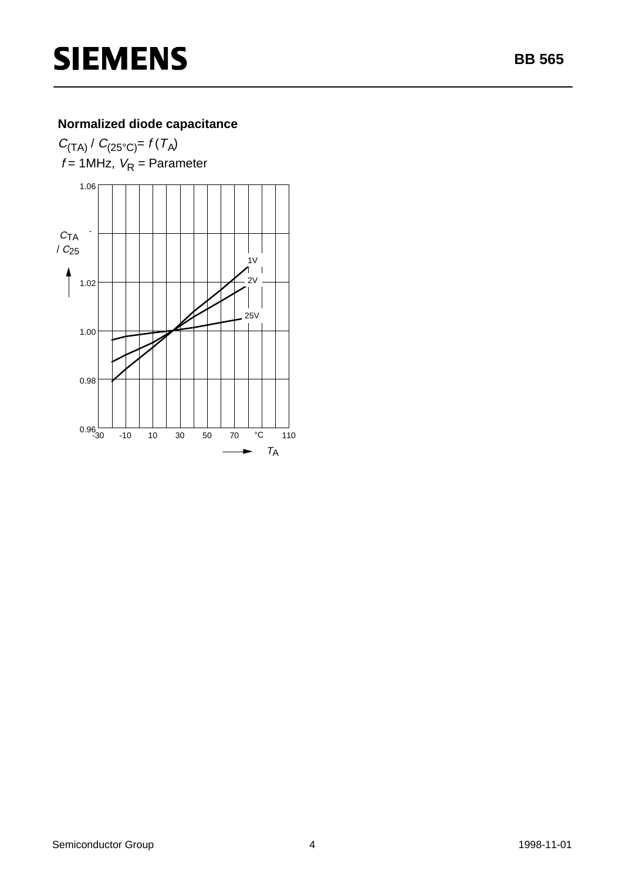**Normalized diode capacitance**

$C_{(TA)} / C_{(25°C)} = f(T_A)$

$f$ = 1MHz, $V_R$ = Parameter

$C_{TA} / C_{25}$

1.06

-

1.02

1.00

0.98

0.96

1V

2V

25V

-30 -10 10 30 50 70 °C 110

$T_A$